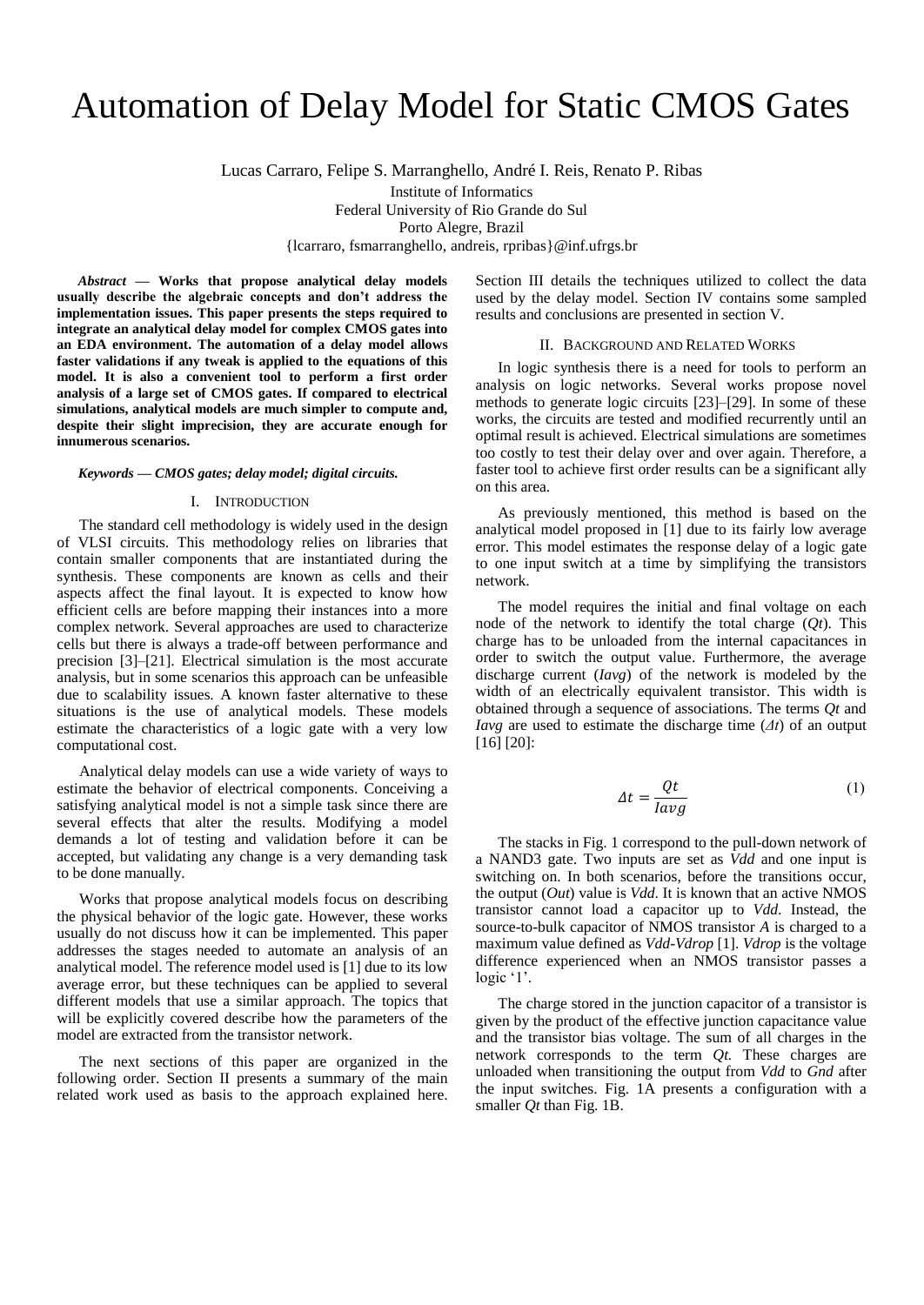# Automation of Delay Model for Static CMOS Gates

Lucas Carraro, Felipe S. Marranghello, André I. Reis, Renato P. Ribas

Institute of Informatics
Federal University of Rio Grande do Sul
Porto Alegre, Brazil
{lcarraro, fsmarranghello, andreis, rpribas}@inf.ufrgs.br

***Abstract* — Works that propose analytical delay models usually describe the algebraic concepts and don't address the implementation issues. This paper presents the steps required to integrate an analytical delay model for complex CMOS gates into an EDA environment. The automation of a delay model allows faster validations if any tweak is applied to the equations of this model. It is also a convenient tool to perform a first order analysis of a large set of CMOS gates. If compared to electrical simulations, analytical models are much simpler to compute and, despite their slight imprecision, they are accurate enough for innumerous scenarios.**

***Keywords* — CMOS gates; delay model; digital circuits.**

## I. Introduction

The standard cell methodology is widely used in the design of VLSI circuits. This methodology relies on libraries that contain smaller components that are instantiated during the synthesis. These components are known as cells and their aspects affect the final layout. It is expected to know how efficient cells are before mapping their instances into a more complex network. Several approaches are used to characterize cells but there is always a trade-off between performance and precision [3]–[21]. Electrical simulation is the most accurate analysis, but in some scenarios this approach can be unfeasible due to scalability issues. A known faster alternative to these situations is the use of analytical models. These models estimate the characteristics of a logic gate with a very low computational cost.

Analytical delay models can use a wide variety of ways to estimate the behavior of electrical components. Conceiving a satisfying analytical model is not a simple task since there are several effects that alter the results. Modifying a model demands a lot of testing and validation before it can be accepted, but validating any change is a very demanding task to be done manually.

Works that propose analytical models focus on describing the physical behavior of the logic gate. However, these works usually do not discuss how it can be implemented. This paper addresses the stages needed to automate an analysis of an analytical model. The reference model used is [1] due to its low average error, but these techniques can be applied to several different models that use a similar approach. The topics that will be explicitly covered describe how the parameters of the model are extracted from the transistor network.

The next sections of this paper are organized in the following order. Section II presents a summary of the main related work used as basis to the approach explained here. Section III details the techniques utilized to collect the data used by the delay model. Section IV contains some sampled results and conclusions are presented in section V.

## II. Background and Related Works

In logic synthesis there is a need for tools to perform an analysis on logic networks. Several works propose novel methods to generate logic circuits [23]–[29]. In some of these works, the circuits are tested and modified recurrently until an optimal result is achieved. Electrical simulations are sometimes too costly to test their delay over and over again. Therefore, a faster tool to achieve first order results can be a significant ally on this area.

As previously mentioned, this method is based on the analytical model proposed in [1] due to its fairly low average error. This model estimates the response delay of a logic gate to one input switch at a time by simplifying the transistors network.

The model requires the initial and final voltage on each node of the network to identify the total charge (*Qt*). This charge has to be unloaded from the internal capacitances in order to switch the output value. Furthermore, the average discharge current (*Iavg*) of the network is modeled by the width of an electrically equivalent transistor. This width is obtained through a sequence of associations. The terms *Qt* and *Iavg* are used to estimate the discharge time (*Δt*) of an output [16] [20]:

$$\Delta t = \frac{Qt}{Iavg} \tag{1}$$

The stacks in Fig. 1 correspond to the pull-down network of a NAND3 gate. Two inputs are set as *Vdd* and one input is switching on. In both scenarios, before the transitions occur, the output (*Out*) value is *Vdd*. It is known that an active NMOS transistor cannot load a capacitor up to *Vdd.* Instead, the source-to-bulk capacitor of NMOS transistor *A* is charged to a maximum value defined as *Vdd-Vdrop* [1]. *Vdrop* is the voltage difference experienced when an NMOS transistor passes a logic '1'.

The charge stored in the junction capacitor of a transistor is given by the product of the effective junction capacitance value and the transistor bias voltage. The sum of all charges in the network corresponds to the term *Qt.* These charges are unloaded when transitioning the output from *Vdd* to *Gnd* after the input switches. Fig. 1A presents a configuration with a smaller *Qt* than Fig. 1B.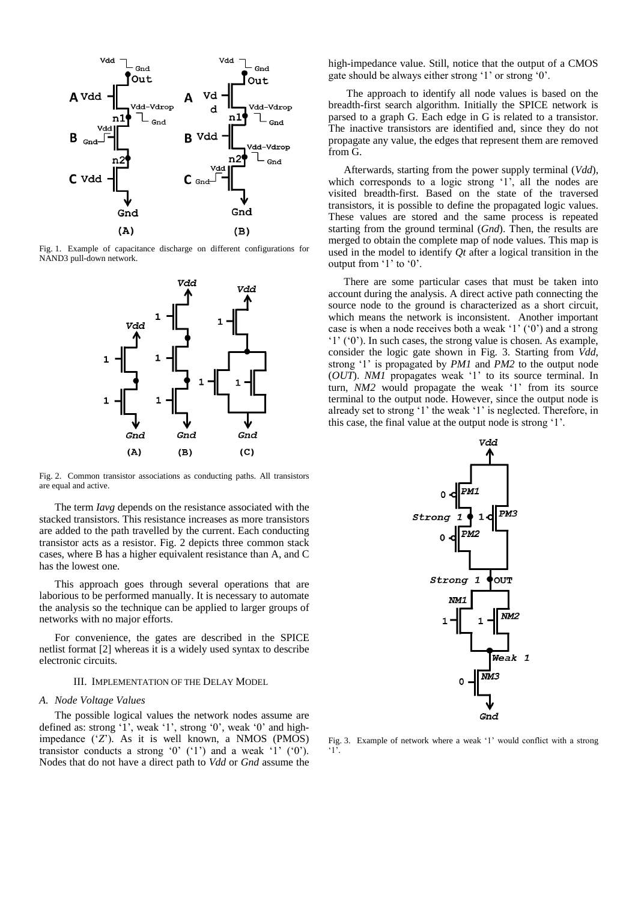Fig. 1. Example of capacitance discharge on different configurations for NAND3 pull-down network.

Fig. 2. Common transistor associations as conducting paths. All transistors are equal and active.

The term *Iavg* depends on the resistance associated with the stacked transistors. This resistance increases as more transistors are added to the path travelled by the current. Each conducting transistor acts as a resistor. Fig. 2 depicts three common stack cases, where B has a higher equivalent resistance than A, and C has the lowest one.

This approach goes through several operations that are laborious to be performed manually. It is necessary to automate the analysis so the technique can be applied to larger groups of networks with no major efforts.

For convenience, the gates are described in the SPICE netlist format [2] whereas it is a widely used syntax to describe electronic circuits.

## III. Implementation of the Delay Model

### A. Node Voltage Values

The possible logical values the network nodes assume are defined as: strong '1', weak '1', strong '0', weak '0' and high-impedance ('Z'). As it is well known, a NMOS (PMOS) transistor conducts a strong '0' ('1') and a weak '1' ('0'). Nodes that do not have a direct path to *Vdd* or *Gnd* assume the high-impedance value. Still, notice that the output of a CMOS gate should be always either strong '1' or strong '0'.

The approach to identify all node values is based on the breadth-first search algorithm. Initially the SPICE network is parsed to a graph G. Each edge in G is related to a transistor. The inactive transistors are identified and, since they do not propagate any value, the edges that represent them are removed from G.

Afterwards, starting from the power supply terminal (*Vdd*), which corresponds to a logic strong '1', all the nodes are visited breadth-first. Based on the state of the traversed transistors, it is possible to define the propagated logic values. These values are stored and the same process is repeated starting from the ground terminal (*Gnd*). Then, the results are merged to obtain the complete map of node values. This map is used in the model to identify *Qt* after a logical transition in the output from '1' to '0'.

There are some particular cases that must be taken into account during the analysis. A direct active path connecting the source node to the ground is characterized as a short circuit, which means the network is inconsistent. Another important case is when a node receives both a weak '1' ('0') and a strong '1' ('0'). In such cases, the strong value is chosen. As example, consider the logic gate shown in Fig. 3. Starting from *Vdd*, strong '1' is propagated by *PM1* and *PM2* to the output node (*OUT*). *NM1* propagates weak '1' to its source terminal. In turn, *NM2* would propagate the weak '1' from its source terminal to the output node. However, since the output node is already set to strong '1' the weak '1' is neglected. Therefore, in this case, the final value at the output node is strong '1'.

Fig. 3. Example of network where a weak '1' would conflict with a strong '1'.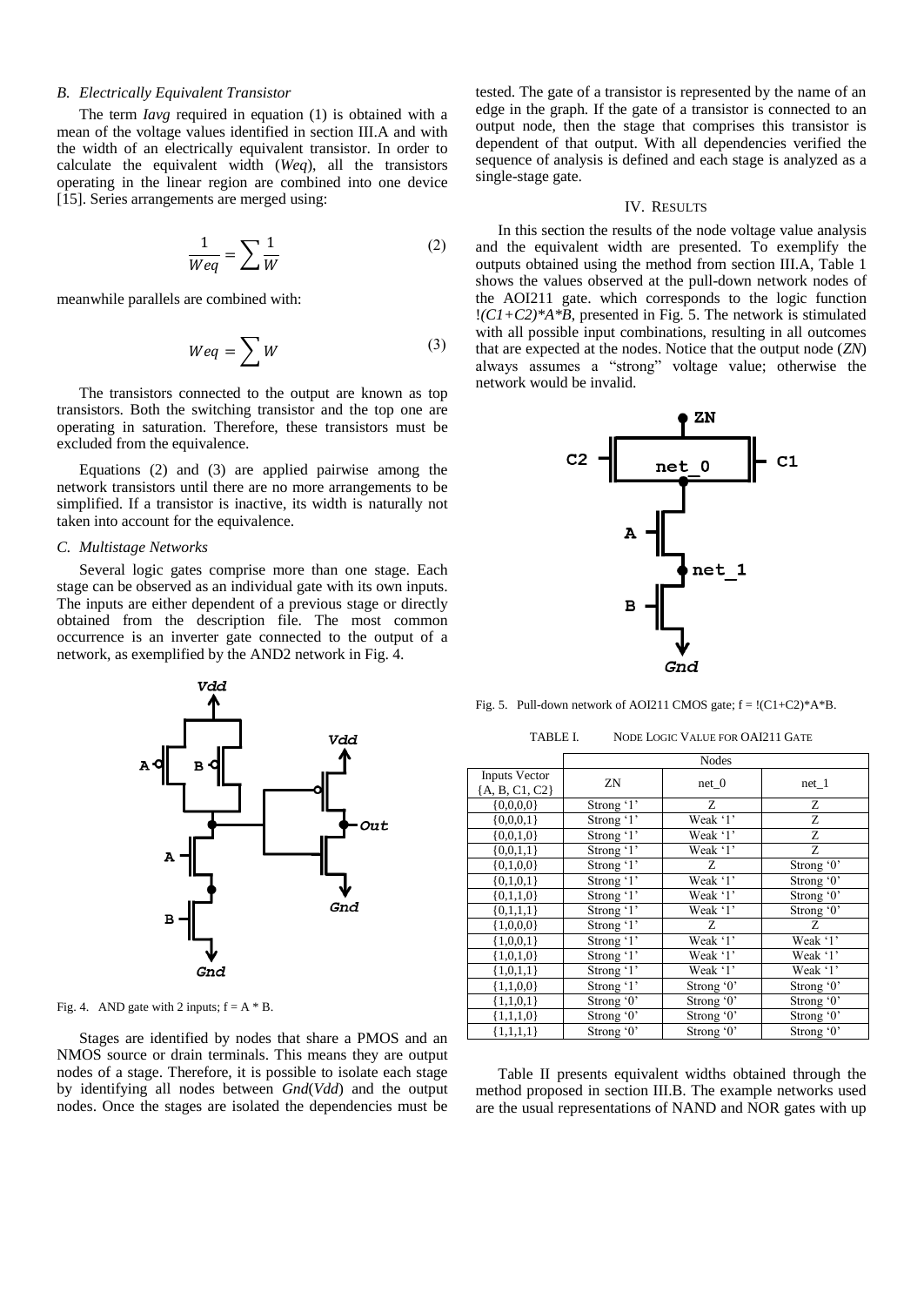### B. Electrically Equivalent Transistor

The term *Iavg* required in equation (1) is obtained with a mean of the voltage values identified in section III.A and with the width of an electrically equivalent transistor. In order to calculate the equivalent width (*Weq*), all the transistors operating in the linear region are combined into one device [15]. Series arrangements are merged using:

$$\frac{1}{Weq} = \sum \frac{1}{W} \tag{2}$$

meanwhile parallels are combined with:

$$Weq = \sum W \tag{3}$$

The transistors connected to the output are known as top transistors. Both the switching transistor and the top one are operating in saturation. Therefore, these transistors must be excluded from the equivalence.

Equations (2) and (3) are applied pairwise among the network transistors until there are no more arrangements to be simplified. If a transistor is inactive, its width is naturally not taken into account for the equivalence.

### C. Multistage Networks

Several logic gates comprise more than one stage. Each stage can be observed as an individual gate with its own inputs. The inputs are either dependent of a previous stage or directly obtained from the description file. The most common occurrence is an inverter gate connected to the output of a network, as exemplified by the AND2 network in Fig. 4.

Fig. 4. AND gate with 2 inputs; f = A * B.

Stages are identified by nodes that share a PMOS and an NMOS source or drain terminals. This means they are output nodes of a stage. Therefore, it is possible to isolate each stage by identifying all nodes between *Gnd*(*Vdd*) and the output nodes. Once the stages are isolated the dependencies must be tested. The gate of a transistor is represented by the name of an edge in the graph. If the gate of a transistor is connected to an output node, then the stage that comprises this transistor is dependent of that output. With all dependencies verified the sequence of analysis is defined and each stage is analyzed as a single-stage gate.

## IV. Results

In this section the results of the node voltage value analysis and the equivalent width are presented. To exemplify the outputs obtained using the method from section III.A, Table 1 shows the values observed at the pull-down network nodes of the AOI211 gate. which corresponds to the logic function *!(C1+C2)*A*B*, presented in Fig. 5. The network is stimulated with all possible input combinations, resulting in all outcomes that are expected at the nodes. Notice that the output node (*ZN*) always assumes a "strong" voltage value; otherwise the network would be invalid.

Fig. 5. Pull-down network of AOI211 CMOS gate; f = !(C1+C2)*A*B.

TABLE I. Node Logic Value for OAI211 Gate

| Inputs Vector {A, B, C1, C2} | Nodes | | |
|---|---|---|---|
| | ZN | net_0 | net_1 |
| {0,0,0,0} | Strong '1' | Z | Z |
| {0,0,0,1} | Strong '1' | Weak '1' | Z |
| {0,0,1,0} | Strong '1' | Weak '1' | Z |
| {0,0,1,1} | Strong '1' | Weak '1' | Z |
| {0,1,0,0} | Strong '1' | Z | Strong '0' |
| {0,1,0,1} | Strong '1' | Weak '1' | Strong '0' |
| {0,1,1,0} | Strong '1' | Weak '1' | Strong '0' |
| {0,1,1,1} | Strong '1' | Weak '1' | Strong '0' |
| {1,0,0,0} | Strong '1' | Z | Z |
| {1,0,0,1} | Strong '1' | Weak '1' | Weak '1' |
| {1,0,1,0} | Strong '1' | Weak '1' | Weak '1' |
| {1,0,1,1} | Strong '1' | Weak '1' | Weak '1' |
| {1,1,0,0} | Strong '1' | Strong '0' | Strong '0' |
| {1,1,0,1} | Strong '0' | Strong '0' | Strong '0' |
| {1,1,1,0} | Strong '0' | Strong '0' | Strong '0' |
| {1,1,1,1} | Strong '0' | Strong '0' | Strong '0' |

Table II presents equivalent widths obtained through the method proposed in section III.B. The example networks used are the usual representations of NAND and NOR gates with up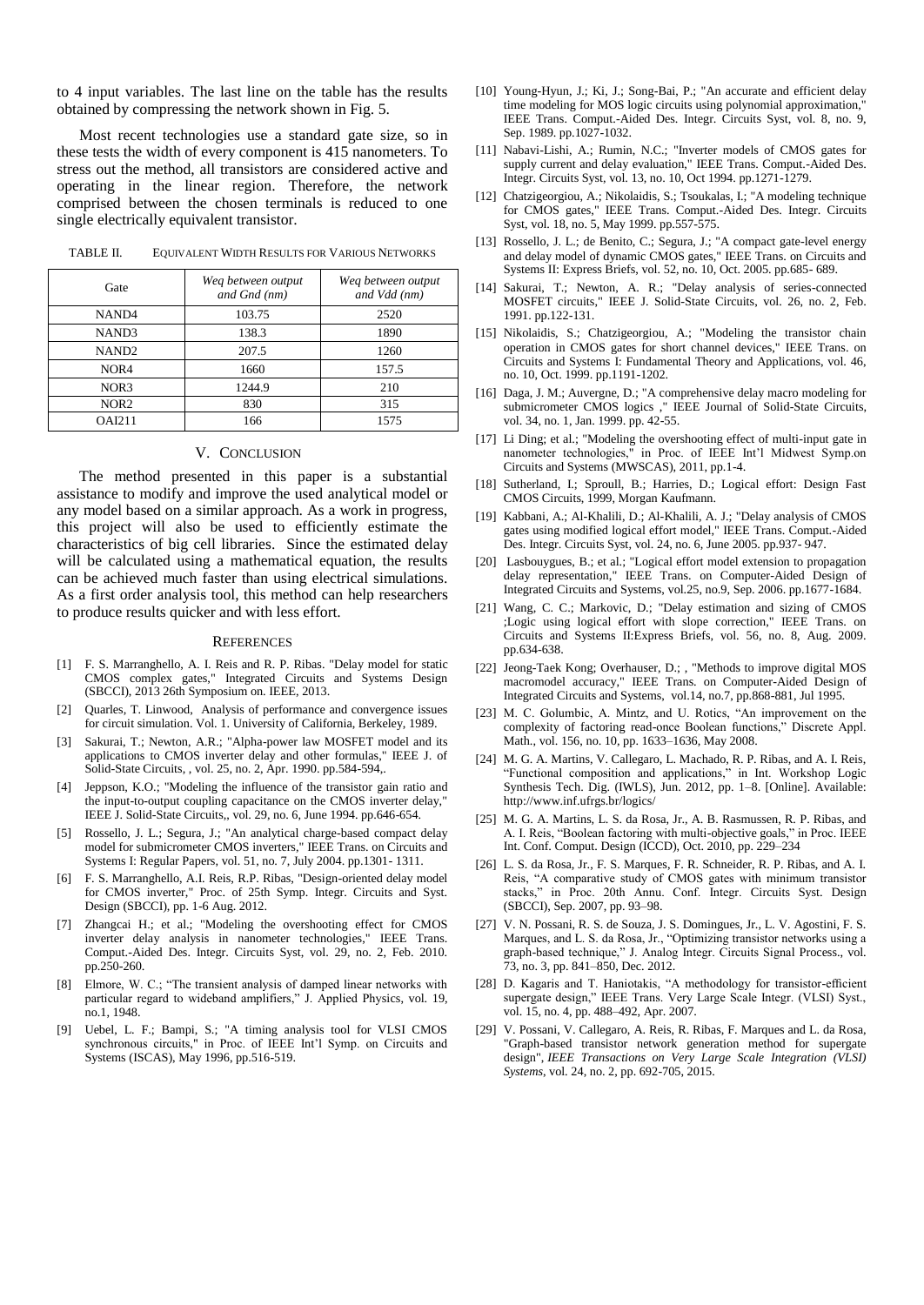to 4 input variables. The last line on the table has the results obtained by compressing the network shown in Fig. 5.

Most recent technologies use a standard gate size, so in these tests the width of every component is 415 nanometers. To stress out the method, all transistors are considered active and operating in the linear region. Therefore, the network comprised between the chosen terminals is reduced to one single electrically equivalent transistor.

TABLE II. EQUIVALENT WIDTH RESULTS FOR VARIOUS NETWORKS

| Gate | *Weq between output and Gnd (nm)* | *Weq between output and Vdd (nm)* |
|---|---|---|
| NAND4 | 103.75 | 2520 |
| NAND3 | 138.3 | 1890 |
| NAND2 | 207.5 | 1260 |
| NOR4 | 1660 | 157.5 |
| NOR3 | 1244.9 | 210 |
| NOR2 | 830 | 315 |
| OAI211 | 166 | 1575 |

## V. CONCLUSION

The method presented in this paper is a substantial assistance to modify and improve the used analytical model or any model based on a similar approach. As a work in progress, this project will also be used to efficiently estimate the characteristics of big cell libraries. Since the estimated delay will be calculated using a mathematical equation, the results can be achieved much faster than using electrical simulations. As a first order analysis tool, this method can help researchers to produce results quicker and with less effort.

## REFERENCES

[1] F. S. Marranghello, A. I. Reis and R. P. Ribas. "Delay model for static CMOS complex gates," Integrated Circuits and Systems Design (SBCCI), 2013 26th Symposium on. IEEE, 2013.

[2] Quarles, T. Linwood, Analysis of performance and convergence issues for circuit simulation. Vol. 1. University of California, Berkeley, 1989.

[3] Sakurai, T.; Newton, A.R.; "Alpha-power law MOSFET model and its applications to CMOS inverter delay and other formulas," IEEE J. of Solid-State Circuits, , vol. 25, no. 2, Apr. 1990. pp.584-594,.

[4] Jeppson, K.O.; "Modeling the influence of the transistor gain ratio and the input-to-output coupling capacitance on the CMOS inverter delay," IEEE J. Solid-State Circuits,, vol. 29, no. 6, June 1994. pp.646-654.

[5] Rossello, J. L.; Segura, J.; "An analytical charge-based compact delay model for submicrometer CMOS inverters," IEEE Trans. on Circuits and Systems I: Regular Papers, vol. 51, no. 7, July 2004. pp.1301- 1311.

[6] F. S. Marranghello, A.I. Reis, R.P. Ribas, "Design-oriented delay model for CMOS inverter," Proc. of 25th Symp. Integr. Circuits and Syst. Design (SBCCI), pp. 1-6 Aug. 2012.

[7] Zhangcai H.; et al.; "Modeling the overshooting effect for CMOS inverter delay analysis in nanometer technologies," IEEE Trans. Comput.-Aided Des. Integr. Circuits Syst, vol. 29, no. 2, Feb. 2010. pp.250-260.

[8] Elmore, W. C.; "The transient analysis of damped linear networks with particular regard to wideband amplifiers," J. Applied Physics, vol. 19, no.1, 1948.

[9] Uebel, L. F.; Bampi, S.; "A timing analysis tool for VLSI CMOS synchronous circuits," in Proc. of IEEE Int'l Symp. on Circuits and Systems (ISCAS), May 1996, pp.516-519.

[10] Young-Hyun, J.; Ki, J.; Song-Bai, P.; "An accurate and efficient delay time modeling for MOS logic circuits using polynomial approximation," IEEE Trans. Comput.-Aided Des. Integr. Circuits Syst, vol. 8, no. 9, Sep. 1989. pp.1027-1032.

[11] Nabavi-Lishi, A.; Rumin, N.C.; "Inverter models of CMOS gates for supply current and delay evaluation," IEEE Trans. Comput.-Aided Des. Integr. Circuits Syst, vol. 13, no. 10, Oct 1994. pp.1271-1279.

[12] Chatzigeorgiou, A.; Nikolaidis, S.; Tsoukalas, I.; "A modeling technique for CMOS gates," IEEE Trans. Comput.-Aided Des. Integr. Circuits Syst, vol. 18, no. 5, May 1999. pp.557-575.

[13] Rossello, J. L.; de Benito, C.; Segura, J.; "A compact gate-level energy and delay model of dynamic CMOS gates," IEEE Trans. on Circuits and Systems II: Express Briefs, vol. 52, no. 10, Oct. 2005. pp.685- 689.

[14] Sakurai, T.; Newton, A. R.; "Delay analysis of series-connected MOSFET circuits," IEEE J. Solid-State Circuits, vol. 26, no. 2, Feb. 1991. pp.122-131.

[15] Nikolaidis, S.; Chatzigeorgiou, A.; "Modeling the transistor chain operation in CMOS gates for short channel devices," IEEE Trans. on Circuits and Systems I: Fundamental Theory and Applications, vol. 46, no. 10, Oct. 1999. pp.1191-1202.

[16] Daga, J. M.; Auvergne, D.; "A comprehensive delay macro modeling for submicrometer CMOS logics ," IEEE Journal of Solid-State Circuits, vol. 34, no. 1, Jan. 1999. pp. 42-55.

[17] Li Ding; et al.; "Modeling the overshooting effect of multi-input gate in nanometer technologies," in Proc. of IEEE Int'l Midwest Symp.on Circuits and Systems (MWSCAS), 2011, pp.1-4.

[18] Sutherland, I.; Sproull, B.; Harries, D.; Logical effort: Design Fast CMOS Circuits, 1999, Morgan Kaufmann.

[19] Kabbani, A.; Al-Khalili, D.; Al-Khalili, A. J.; "Delay analysis of CMOS gates using modified logical effort model," IEEE Trans. Comput.-Aided Des. Integr. Circuits Syst, vol. 24, no. 6, June 2005. pp.937- 947.

[20] Lasbouygues, B.; et al.; "Logical effort model extension to propagation delay representation," IEEE Trans. on Computer-Aided Design of Integrated Circuits and Systems, vol.25, no.9, Sep. 2006. pp.1677-1684.

[21] Wang, C. C.; Markovic, D.; "Delay estimation and sizing of CMOS ;Logic using logical effort with slope correction," IEEE Trans. on Circuits and Systems II:Express Briefs, vol. 56, no. 8, Aug. 2009. pp.634-638.

[22] Jeong-Taek Kong; Overhauser, D.; , "Methods to improve digital MOS macromodel accuracy," IEEE Trans. on Computer-Aided Design of Integrated Circuits and Systems, vol.14, no.7, pp.868-881, Jul 1995.

[23] M. C. Golumbic, A. Mintz, and U. Rotics, "An improvement on the complexity of factoring read-once Boolean functions," Discrete Appl. Math., vol. 156, no. 10, pp. 1633–1636, May 2008.

[24] M. G. A. Martins, V. Callegaro, L. Machado, R. P. Ribas, and A. I. Reis, "Functional composition and applications," in Int. Workshop Logic Synthesis Tech. Dig. (IWLS), Jun. 2012, pp. 1–8. [Online]. Available: http://www.inf.ufrgs.br/logics/

[25] M. G. A. Martins, L. S. da Rosa, Jr., A. B. Rasmussen, R. P. Ribas, and A. I. Reis, "Boolean factoring with multi-objective goals," in Proc. IEEE Int. Conf. Comput. Design (ICCD), Oct. 2010, pp. 229–234

[26] L. S. da Rosa, Jr., F. S. Marques, F. R. Schneider, R. P. Ribas, and A. I. Reis, "A comparative study of CMOS gates with minimum transistor stacks," in Proc. 20th Annu. Conf. Integr. Circuits Syst. Design (SBCCI), Sep. 2007, pp. 93–98.

[27] V. N. Possani, R. S. de Souza, J. S. Domingues, Jr., L. V. Agostini, F. S. Marques, and L. S. da Rosa, Jr., "Optimizing transistor networks using a graph-based technique," J. Analog Integr. Circuits Signal Process., vol. 73, no. 3, pp. 841–850, Dec. 2012.

[28] D. Kagaris and T. Haniotakis, "A methodology for transistor-efficient supergate design," IEEE Trans. Very Large Scale Integr. (VLSI) Syst., vol. 15, no. 4, pp. 488–492, Apr. 2007.

[29] V. Possani, V. Callegaro, A. Reis, R. Ribas, F. Marques and L. da Rosa, "Graph-based transistor network generation method for supergate design", *IEEE Transactions on Very Large Scale Integration (VLSI) Systems*, vol. 24, no. 2, pp. 692-705, 2015.